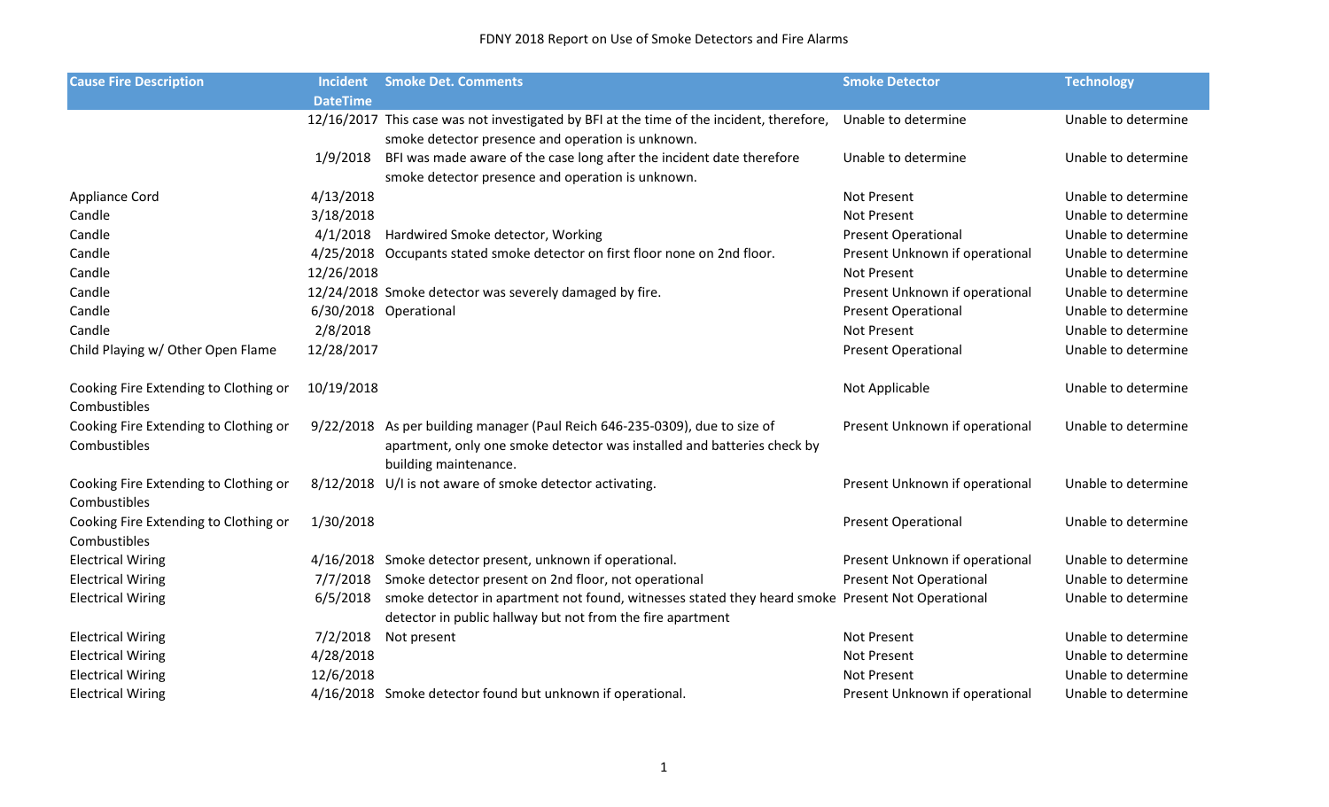FDNY 2018 Report on Use of Smoke Detectors and Fire Alarms

| Cause Fire Description | Incident DateTime | Smoke Det. Comments | Smoke Detector | Technology |
|---|---|---|---|---|
| | 12/16/2017 | This case was not investigated by BFI at the time of the incident, therefore, smoke detector presence and operation is unknown. | Unable to determine | Unable to determine |
| | 1/9/2018 | BFI was made aware of the case long after the incident date therefore smoke detector presence and operation is unknown. | Unable to determine | Unable to determine |
| Appliance Cord | 4/13/2018 | | Not Present | Unable to determine |
| Candle | 3/18/2018 | | Not Present | Unable to determine |
| Candle | 4/1/2018 | Hardwired Smoke detector, Working | Present Operational | Unable to determine |
| Candle | 4/25/2018 | Occupants stated smoke detector on first floor none on 2nd floor. | Present Unknown if operational | Unable to determine |
| Candle | 12/26/2018 | | Not Present | Unable to determine |
| Candle | 12/24/2018 | Smoke detector was severely damaged by fire. | Present Unknown if operational | Unable to determine |
| Candle | 6/30/2018 | Operational | Present Operational | Unable to determine |
| Candle | 2/8/2018 | | Not Present | Unable to determine |
| Child Playing w/ Other Open Flame | 12/28/2017 | | Present Operational | Unable to determine |
| Cooking Fire Extending to Clothing or Combustibles | 10/19/2018 | | Not Applicable | Unable to determine |
| Cooking Fire Extending to Clothing or Combustibles | 9/22/2018 | As per building manager (Paul Reich 646-235-0309), due to size of apartment, only one smoke detector was installed and batteries check by building maintenance. | Present Unknown if operational | Unable to determine |
| Cooking Fire Extending to Clothing or Combustibles | 8/12/2018 | U/I is not aware of smoke detector activating. | Present Unknown if operational | Unable to determine |
| Cooking Fire Extending to Clothing or Combustibles | 1/30/2018 | | Present Operational | Unable to determine |
| Electrical Wiring | 4/16/2018 | Smoke detector present, unknown if operational. | Present Unknown if operational | Unable to determine |
| Electrical Wiring | 7/7/2018 | Smoke detector present on 2nd floor, not operational | Present Not Operational | Unable to determine |
| Electrical Wiring | 6/5/2018 | smoke detector in apartment not found, witnesses stated they heard smoke detector in public hallway but not from the fire apartment | Present Not Operational | Unable to determine |
| Electrical Wiring | 7/2/2018 | Not present | Not Present | Unable to determine |
| Electrical Wiring | 4/28/2018 | | Not Present | Unable to determine |
| Electrical Wiring | 12/6/2018 | | Not Present | Unable to determine |
| Electrical Wiring | 4/16/2018 | Smoke detector found but unknown if operational. | Present Unknown if operational | Unable to determine |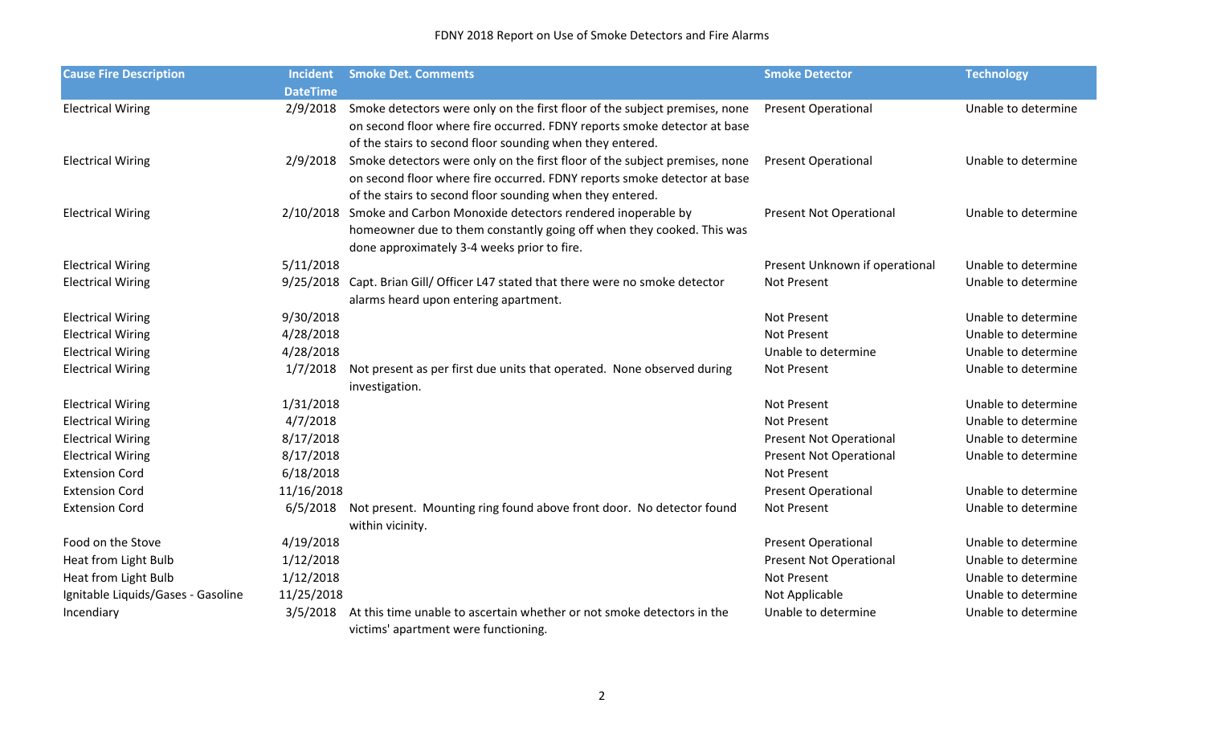| Cause Fire Description | Incident DateTime | Smoke Det. Comments | Smoke Detector | Technology |
|---|---|---|---|---|
| Electrical Wiring | 2/9/2018 | Smoke detectors were only on the first floor of the subject premises, none on second floor where fire occurred. FDNY reports smoke detector at base of the stairs to second floor sounding when they entered. | Present Operational | Unable to determine |
| Electrical Wiring | 2/9/2018 | Smoke detectors were only on the first floor of the subject premises, none on second floor where fire occurred. FDNY reports smoke detector at base of the stairs to second floor sounding when they entered. | Present Operational | Unable to determine |
| Electrical Wiring | 2/10/2018 | Smoke and Carbon Monoxide detectors rendered inoperable by homeowner due to them constantly going off when they cooked. This was done approximately 3-4 weeks prior to fire. | Present Not Operational | Unable to determine |
| Electrical Wiring | 5/11/2018 | | Present Unknown if operational | Unable to determine |
| Electrical Wiring | 9/25/2018 | Capt. Brian Gill/ Officer L47 stated that there were no smoke detector alarms heard upon entering apartment. | Not Present | Unable to determine |
| Electrical Wiring | 9/30/2018 | | Not Present | Unable to determine |
| Electrical Wiring | 4/28/2018 | | Not Present | Unable to determine |
| Electrical Wiring | 4/28/2018 | | Unable to determine | Unable to determine |
| Electrical Wiring | 1/7/2018 | Not present as per first due units that operated. None observed during investigation. | Not Present | Unable to determine |
| Electrical Wiring | 1/31/2018 | | Not Present | Unable to determine |
| Electrical Wiring | 4/7/2018 | | Not Present | Unable to determine |
| Electrical Wiring | 8/17/2018 | | Present Not Operational | Unable to determine |
| Electrical Wiring | 8/17/2018 | | Present Not Operational | Unable to determine |
| Extension Cord | 6/18/2018 | | Not Present | |
| Extension Cord | 11/16/2018 | | Present Operational | Unable to determine |
| Extension Cord | 6/5/2018 | Not present. Mounting ring found above front door. No detector found within vicinity. | Not Present | Unable to determine |
| Food on the Stove | 4/19/2018 | | Present Operational | Unable to determine |
| Heat from Light Bulb | 1/12/2018 | | Present Not Operational | Unable to determine |
| Heat from Light Bulb | 1/12/2018 | | Not Present | Unable to determine |
| Ignitable Liquids/Gases - Gasoline | 11/25/2018 | | Not Applicable | Unable to determine |
| Incendiary | 3/5/2018 | At this time unable to ascertain whether or not smoke detectors in the victims' apartment were functioning. | Unable to determine | Unable to determine |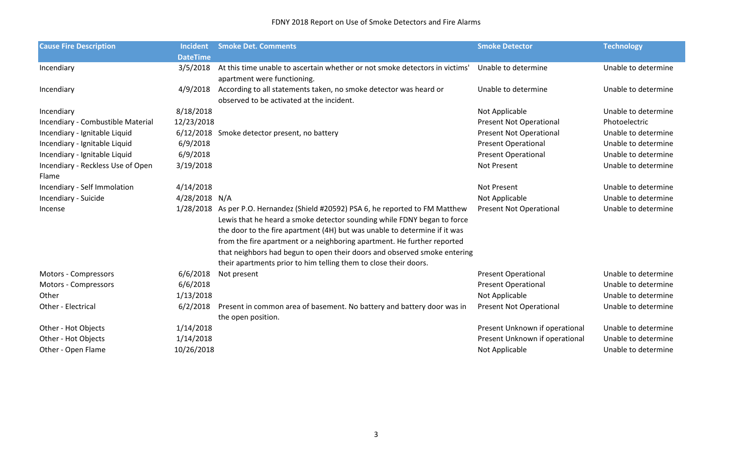| Cause Fire Description | Incident DateTime | Smoke Det. Comments | Smoke Detector | Technology |
|---|---|---|---|---|
| Incendiary | 3/5/2018 | At this time unable to ascertain whether or not smoke detectors in victims' apartment were functioning. | Unable to determine | Unable to determine |
| Incendiary | 4/9/2018 | According to all statements taken, no smoke detector was heard or observed to be activated at the incident. | Unable to determine | Unable to determine |
| Incendiary | 8/18/2018 | | Not Applicable | Unable to determine |
| Incendiary - Combustible Material | 12/23/2018 | | Present Not Operational | Photoelectric |
| Incendiary - Ignitable Liquid | 6/12/2018 | Smoke detector present, no battery | Present Not Operational | Unable to determine |
| Incendiary - Ignitable Liquid | 6/9/2018 | | Present Operational | Unable to determine |
| Incendiary - Ignitable Liquid | 6/9/2018 | | Present Operational | Unable to determine |
| Incendiary - Reckless Use of Open Flame | 3/19/2018 | | Not Present | Unable to determine |
| Incendiary - Self Immolation | 4/14/2018 | | Not Present | Unable to determine |
| Incendiary - Suicide | 4/28/2018 | N/A | Not Applicable | Unable to determine |
| Incense | 1/28/2018 | As per P.O. Hernandez (Shield #20592) PSA 6, he reported to FM Matthew Lewis that he heard a smoke detector sounding while FDNY began to force the door to the fire apartment (4H) but was unable to determine if it was from the fire apartment or a neighboring apartment. He further reported that neighbors had begun to open their doors and observed smoke entering their apartments prior to him telling them to close their doors. | Present Not Operational | Unable to determine |
| Motors - Compressors | 6/6/2018 | Not present | Present Operational | Unable to determine |
| Motors - Compressors | 6/6/2018 | | Present Operational | Unable to determine |
| Other | 1/13/2018 | | Not Applicable | Unable to determine |
| Other - Electrical | 6/2/2018 | Present in common area of basement. No battery and battery door was in the open position. | Present Not Operational | Unable to determine |
| Other - Hot Objects | 1/14/2018 | | Present Unknown if operational | Unable to determine |
| Other - Hot Objects | 1/14/2018 | | Present Unknown if operational | Unable to determine |
| Other - Open Flame | 10/26/2018 | | Not Applicable | Unable to determine |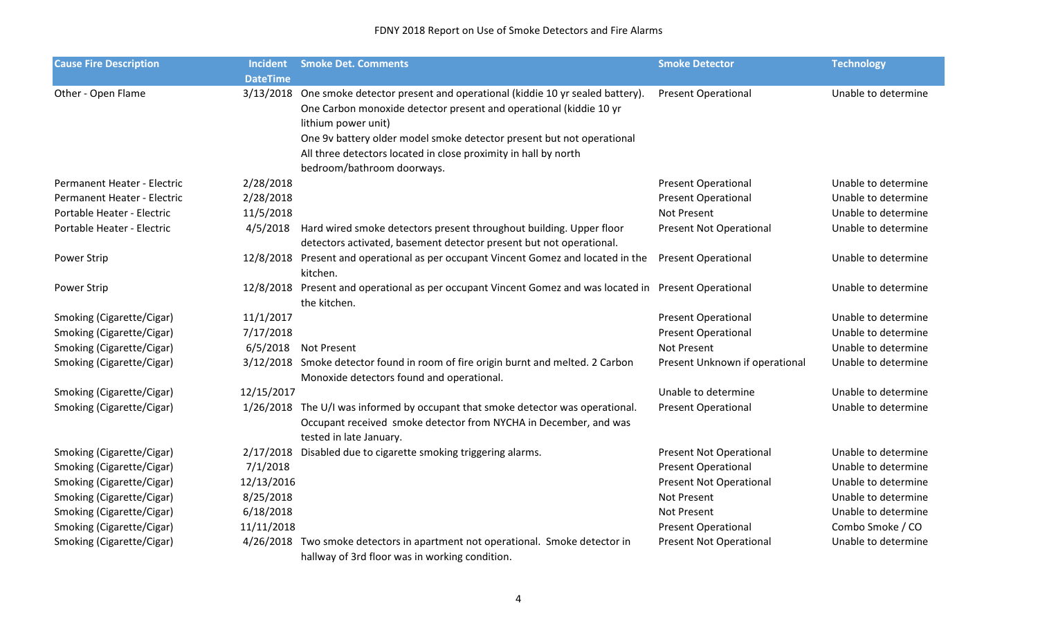| Cause Fire Description | Incident DateTime | Smoke Det. Comments | Smoke Detector | Technology |
|---|---|---|---|---|
| Other - Open Flame | 3/13/2018 | One smoke detector present and operational (kiddie 10 yr sealed battery). One Carbon monoxide detector present and operational (kiddie 10 yr lithium power unit) One 9v battery older model smoke detector present but not operational All three detectors located in close proximity in hall by north bedroom/bathroom doorways. | Present Operational | Unable to determine |
| Permanent Heater - Electric | 2/28/2018 | | Present Operational | Unable to determine |
| Permanent Heater - Electric | 2/28/2018 | | Present Operational | Unable to determine |
| Portable Heater - Electric | 11/5/2018 | | Not Present | Unable to determine |
| Portable Heater - Electric | 4/5/2018 | Hard wired smoke detectors present throughout building. Upper floor detectors activated, basement detector present but not operational. | Present Not Operational | Unable to determine |
| Power Strip | 12/8/2018 | Present and operational as per occupant Vincent Gomez and located in the kitchen. | Present Operational | Unable to determine |
| Power Strip | 12/8/2018 | Present and operational as per occupant Vincent Gomez and was located in the kitchen. | Present Operational | Unable to determine |
| Smoking (Cigarette/Cigar) | 11/1/2017 | | Present Operational | Unable to determine |
| Smoking (Cigarette/Cigar) | 7/17/2018 | | Present Operational | Unable to determine |
| Smoking (Cigarette/Cigar) | 6/5/2018 | Not Present | Not Present | Unable to determine |
| Smoking (Cigarette/Cigar) | 3/12/2018 | Smoke detector found in room of fire origin burnt and melted. 2 Carbon Monoxide detectors found and operational. | Present Unknown if operational | Unable to determine |
| Smoking (Cigarette/Cigar) | 12/15/2017 | | Unable to determine | Unable to determine |
| Smoking (Cigarette/Cigar) | 1/26/2018 | The U/I was informed by occupant that smoke detector was operational. Occupant received smoke detector from NYCHA in December, and was tested in late January. | Present Operational | Unable to determine |
| Smoking (Cigarette/Cigar) | 2/17/2018 | Disabled due to cigarette smoking triggering alarms. | Present Not Operational | Unable to determine |
| Smoking (Cigarette/Cigar) | 7/1/2018 | | Present Operational | Unable to determine |
| Smoking (Cigarette/Cigar) | 12/13/2016 | | Present Not Operational | Unable to determine |
| Smoking (Cigarette/Cigar) | 8/25/2018 | | Not Present | Unable to determine |
| Smoking (Cigarette/Cigar) | 6/18/2018 | | Not Present | Unable to determine |
| Smoking (Cigarette/Cigar) | 11/11/2018 | | Present Operational | Combo Smoke / CO |
| Smoking (Cigarette/Cigar) | 4/26/2018 | Two smoke detectors in apartment not operational. Smoke detector in hallway of 3rd floor was in working condition. | Present Not Operational | Unable to determine |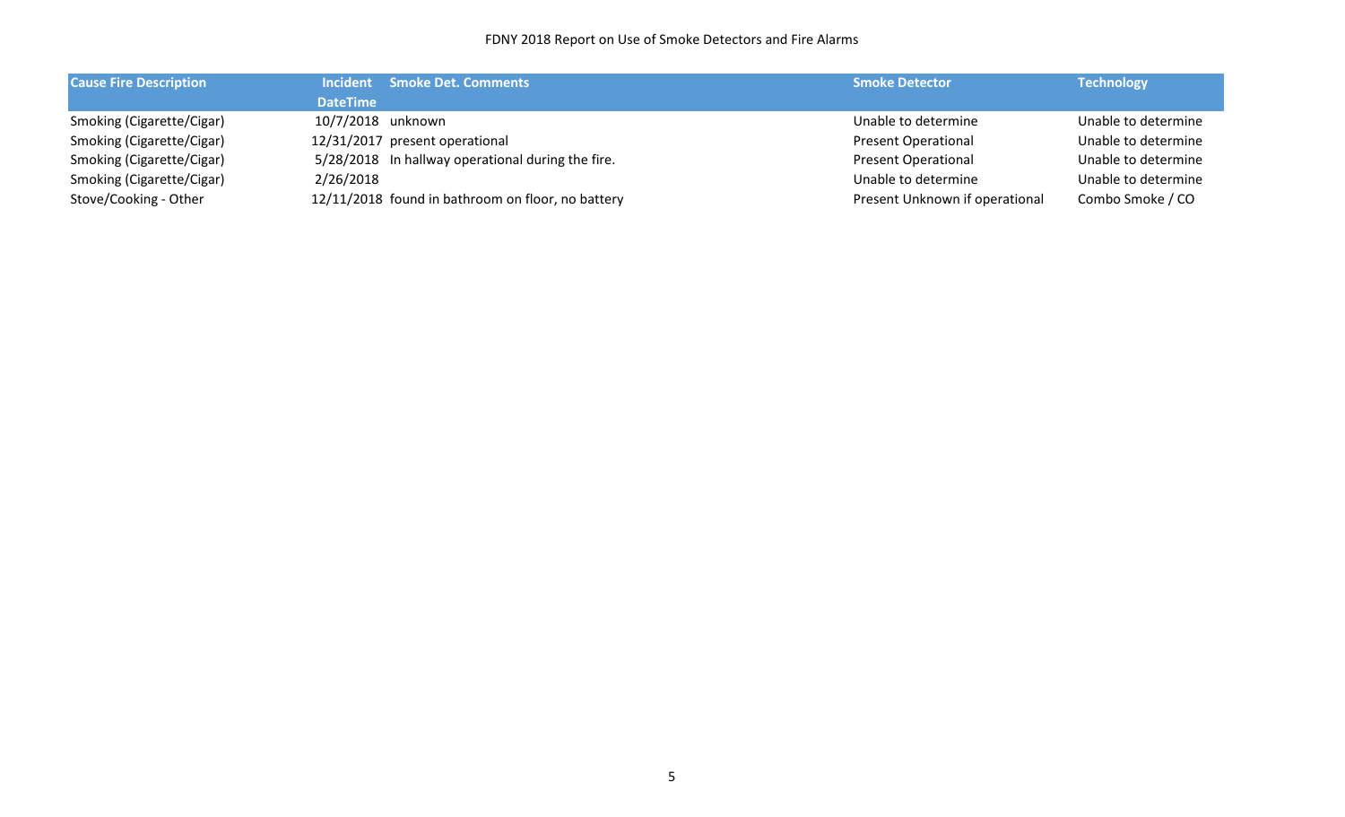| Cause Fire Description | Incident DateTime | Smoke Det. Comments | Smoke Detector | Technology |
|---|---|---|---|---|
| Smoking (Cigarette/Cigar) | 10/7/2018 | unknown | Unable to determine | Unable to determine |
| Smoking (Cigarette/Cigar) | 12/31/2017 | present operational | Present Operational | Unable to determine |
| Smoking (Cigarette/Cigar) | 5/28/2018 | In hallway operational during the fire. | Present Operational | Unable to determine |
| Smoking (Cigarette/Cigar) | 2/26/2018 | | Unable to determine | Unable to determine |
| Stove/Cooking - Other | 12/11/2018 | found in bathroom on floor, no battery | Present Unknown if operational | Combo Smoke / CO |